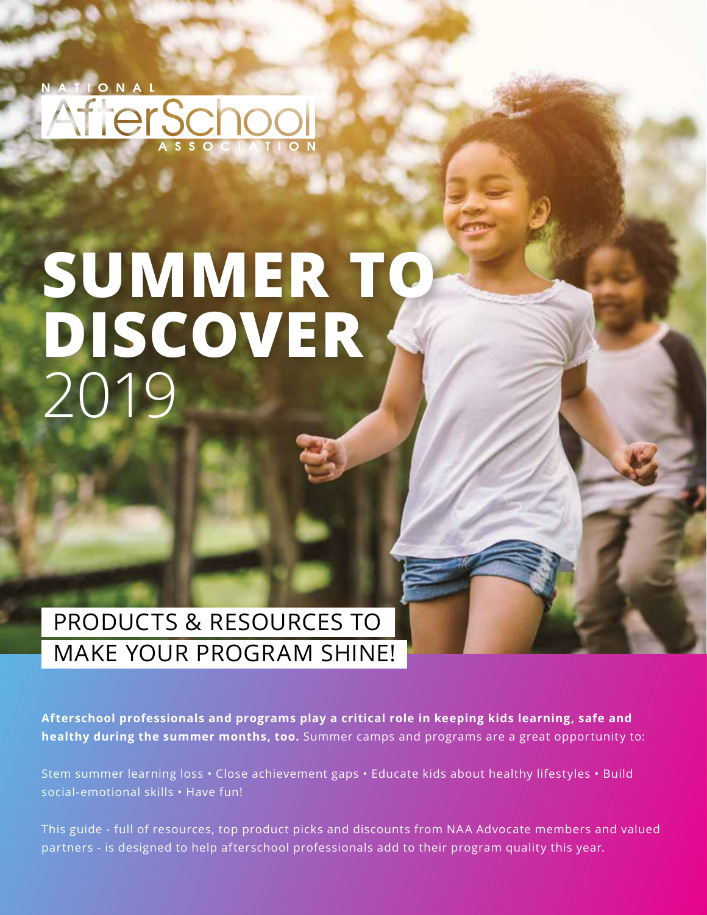NATIONAL AfterSchool ASSOCIATION

# SUMMER TO DISCOVER 2019

## PRODUCTS & RESOURCES TO MAKE YOUR PROGRAM SHINE!

**Afterschool professionals and programs play a critical role in keeping kids learning, safe and healthy during the summer months, too.** Summer camps and programs are a great opportunity to:

Stem summer learning loss • Close achievement gaps • Educate kids about healthy lifestyles • Build social-emotional skills • Have fun!

This guide - full of resources, top product picks and discounts from NAA Advocate members and valued partners - is designed to help afterschool professionals add to their program quality this year.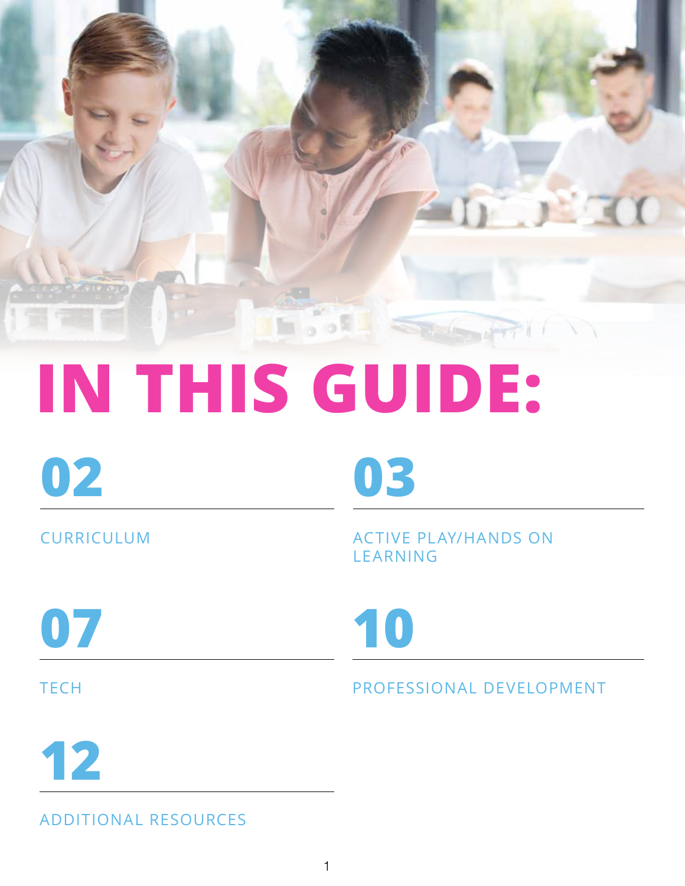# IN THIS GUIDE:

**02**

CURRICULUM

**03**

ACTIVE PLAY/HANDS ON LEARNING

**07**

TECH

**10**

PROFESSIONAL DEVELOPMENT

**12**

ADDITIONAL RESOURCES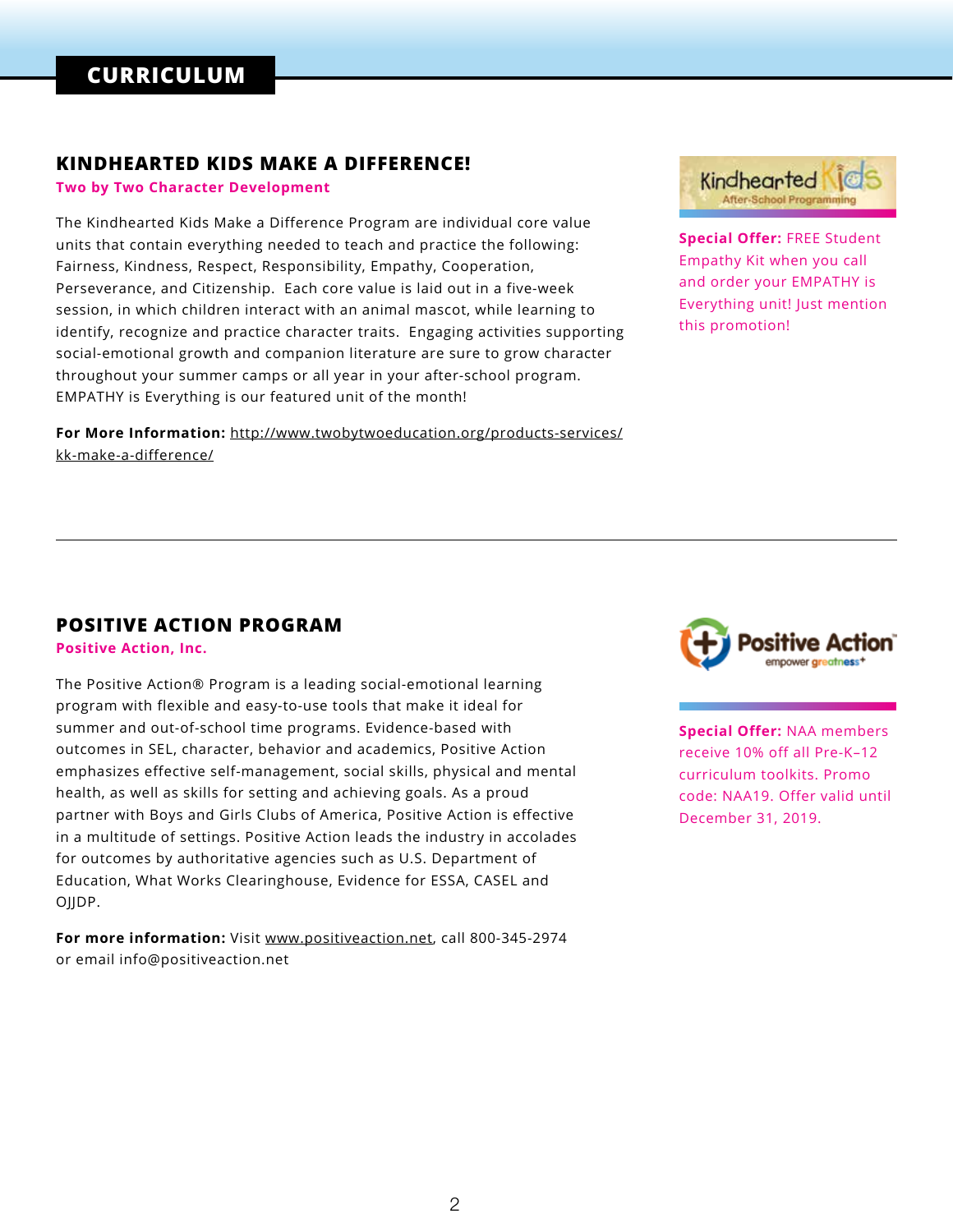# CURRICULUM

## KINDHEARTED KIDS MAKE A DIFFERENCE!

**Two by Two Character Development**

The Kindhearted Kids Make a Difference Program are individual core value units that contain everything needed to teach and practice the following: Fairness, Kindness, Respect, Responsibility, Empathy, Cooperation, Perseverance, and Citizenship. Each core value is laid out in a five-week session, in which children interact with an animal mascot, while learning to identify, recognize and practice character traits. Engaging activities supporting social-emotional growth and companion literature are sure to grow character throughout your summer camps or all year in your after-school program. EMPATHY is Everything is our featured unit of the month!

**For More Information:** http://www.twobytwoeducation.org/products-services/kk-make-a-difference/

**Special Offer:** FREE Student Empathy Kit when you call and order your EMPATHY is Everything unit! Just mention this promotion!

---

## POSITIVE ACTION PROGRAM

**Positive Action, Inc.**

The Positive Action® Program is a leading social-emotional learning program with flexible and easy-to-use tools that make it ideal for summer and out-of-school time programs. Evidence-based with outcomes in SEL, character, behavior and academics, Positive Action emphasizes effective self-management, social skills, physical and mental health, as well as skills for setting and achieving goals. As a proud partner with Boys and Girls Clubs of America, Positive Action is effective in a multitude of settings. Positive Action leads the industry in accolades for outcomes by authoritative agencies such as U.S. Department of Education, What Works Clearinghouse, Evidence for ESSA, CASEL and OJJDP.

**For more information:** Visit www.positiveaction.net, call 800-345-2974 or email info@positiveaction.net

**Special Offer:** NAA members receive 10% off all Pre-K–12 curriculum toolkits. Promo code: NAA19. Offer valid until December 31, 2019.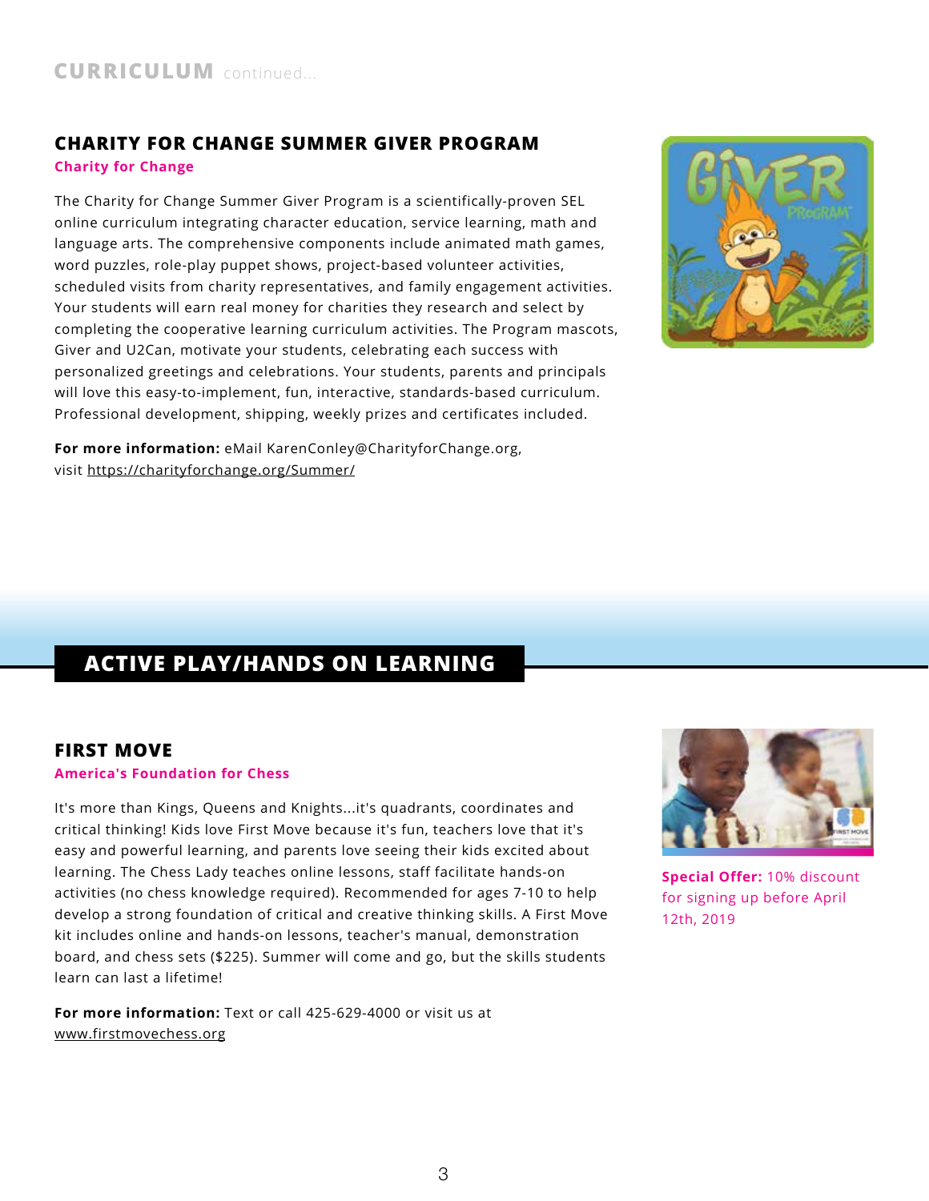## CURRICULUM continued...

### CHARITY FOR CHANGE SUMMER GIVER PROGRAM

**Charity for Change**

The Charity for Change Summer Giver Program is a scientifically-proven SEL online curriculum integrating character education, service learning, math and language arts. The comprehensive components include animated math games, word puzzles, role-play puppet shows, project-based volunteer activities, scheduled visits from charity representatives, and family engagement activities. Your students will earn real money for charities they research and select by completing the cooperative learning curriculum activities. The Program mascots, Giver and U2Can, motivate your students, celebrating each success with personalized greetings and celebrations. Your students, parents and principals will love this easy-to-implement, fun, interactive, standards-based curriculum. Professional development, shipping, weekly prizes and certificates included.

**For more information:** eMail KarenConley@CharityforChange.org, visit https://charityforchange.org/Summer/

## ACTIVE PLAY/HANDS ON LEARNING

### FIRST MOVE

**America's Foundation for Chess**

It's more than Kings, Queens and Knights...it's quadrants, coordinates and critical thinking! Kids love First Move because it's fun, teachers love that it's easy and powerful learning, and parents love seeing their kids excited about learning. The Chess Lady teaches online lessons, staff facilitate hands-on activities (no chess knowledge required). Recommended for ages 7-10 to help develop a strong foundation of critical and creative thinking skills. A First Move kit includes online and hands-on lessons, teacher's manual, demonstration board, and chess sets ($225). Summer will come and go, but the skills students learn can last a lifetime!

**For more information:** Text or call 425-629-4000 or visit us at www.firstmovechess.org

**Special Offer:** 10% discount for signing up before April 12th, 2019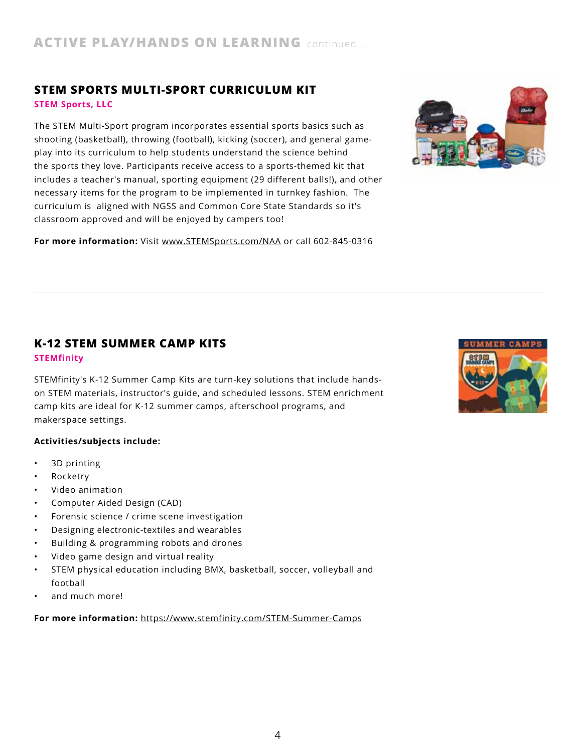## ACTIVE PLAY/HANDS ON LEARNING continued...

### STEM SPORTS MULTI-SPORT CURRICULUM KIT

**STEM Sports, LLC**

The STEM Multi-Sport program incorporates essential sports basics such as shooting (basketball), throwing (football), kicking (soccer), and general game-play into its curriculum to help students understand the science behind the sports they love. Participants receive access to a sports-themed kit that includes a teacher's manual, sporting equipment (29 different balls!), and other necessary items for the program to be implemented in turnkey fashion. The curriculum is aligned with NGSS and Common Core State Standards so it's classroom approved and will be enjoyed by campers too!

**For more information:** Visit www.STEMSports.com/NAA or call 602-845-0316

---

### K-12 STEM SUMMER CAMP KITS

**STEMfinity**

STEMfinity's K-12 Summer Camp Kits are turn-key solutions that include hands-on STEM materials, instructor's guide, and scheduled lessons. STEM enrichment camp kits are ideal for K-12 summer camps, afterschool programs, and makerspace settings.

**Activities/subjects include:**

- 3D printing
- Rocketry
- Video animation
- Computer Aided Design (CAD)
- Forensic science / crime scene investigation
- Designing electronic-textiles and wearables
- Building & programming robots and drones
- Video game design and virtual reality
- STEM physical education including BMX, basketball, soccer, volleyball and football
- and much more!

**For more information:** https://www.stemfinity.com/STEM-Summer-Camps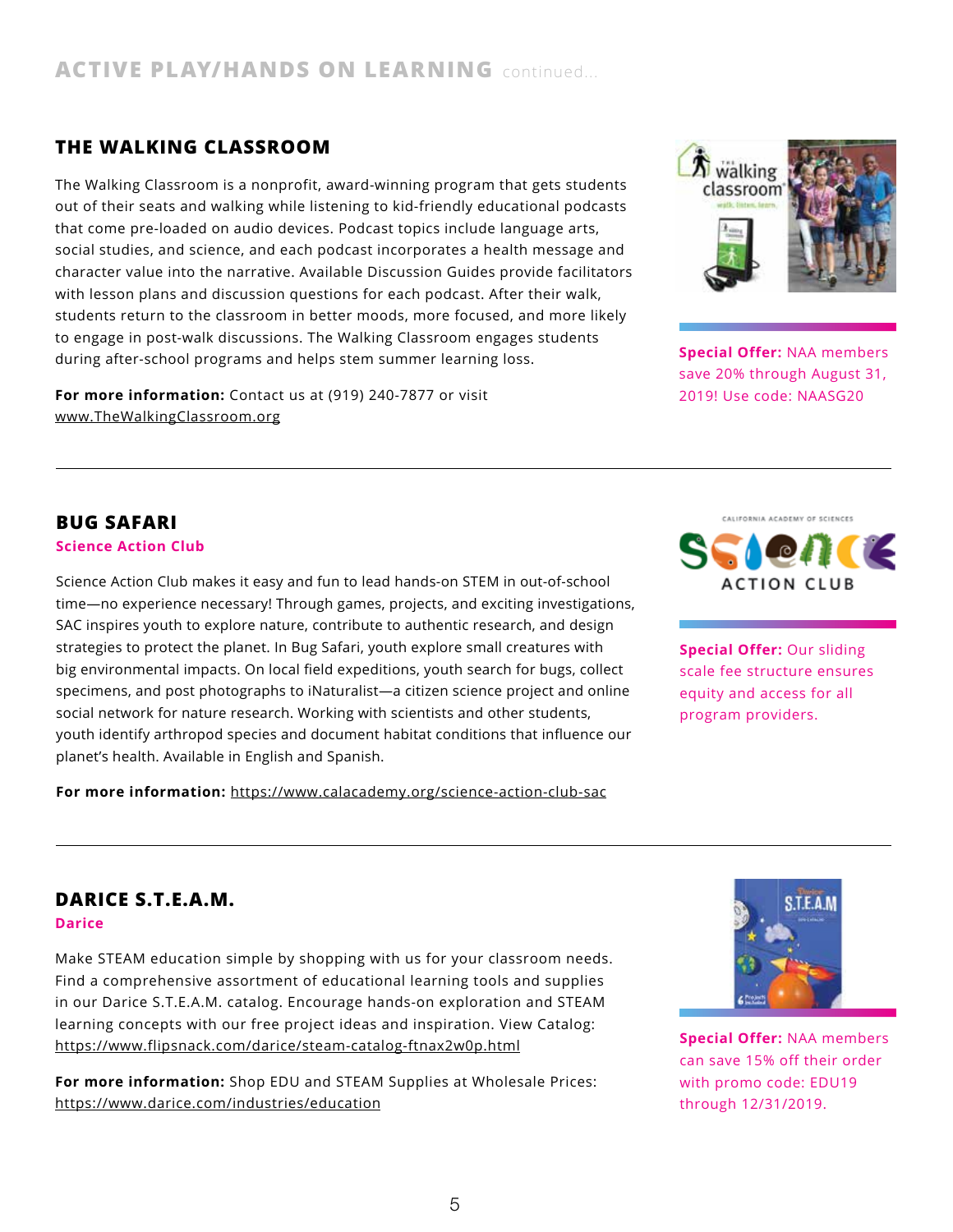## ACTIVE PLAY/HANDS ON LEARNING continued...

### THE WALKING CLASSROOM

The Walking Classroom is a nonprofit, award-winning program that gets students out of their seats and walking while listening to kid-friendly educational podcasts that come pre-loaded on audio devices. Podcast topics include language arts, social studies, and science, and each podcast incorporates a health message and character value into the narrative. Available Discussion Guides provide facilitators with lesson plans and discussion questions for each podcast. After their walk, students return to the classroom in better moods, more focused, and more likely to engage in post-walk discussions. The Walking Classroom engages students during after-school programs and helps stem summer learning loss.

**For more information:** Contact us at (919) 240-7877 or visit www.TheWalkingClassroom.org

**Special Offer:** NAA members save 20% through August 31, 2019! Use code: NAASG20

---

### BUG SAFARI

**Science Action Club**

Science Action Club makes it easy and fun to lead hands-on STEM in out-of-school time—no experience necessary! Through games, projects, and exciting investigations, SAC inspires youth to explore nature, contribute to authentic research, and design strategies to protect the planet. In Bug Safari, youth explore small creatures with big environmental impacts. On local field expeditions, youth search for bugs, collect specimens, and post photographs to iNaturalist—a citizen science project and online social network for nature research. Working with scientists and other students, youth identify arthropod species and document habitat conditions that influence our planet's health. Available in English and Spanish.

**For more information:** https://www.calacademy.org/science-action-club-sac

**Special Offer:** Our sliding scale fee structure ensures equity and access for all program providers.

---

### DARICE S.T.E.A.M.

**Darice**

Make STEAM education simple by shopping with us for your classroom needs. Find a comprehensive assortment of educational learning tools and supplies in our Darice S.T.E.A.M. catalog. Encourage hands-on exploration and STEAM learning concepts with our free project ideas and inspiration. View Catalog: https://www.flipsnack.com/darice/steam-catalog-ftnax2w0p.html

**For more information:** Shop EDU and STEAM Supplies at Wholesale Prices: https://www.darice.com/industries/education

**Special Offer:** NAA members can save 15% off their order with promo code: EDU19 through 12/31/2019.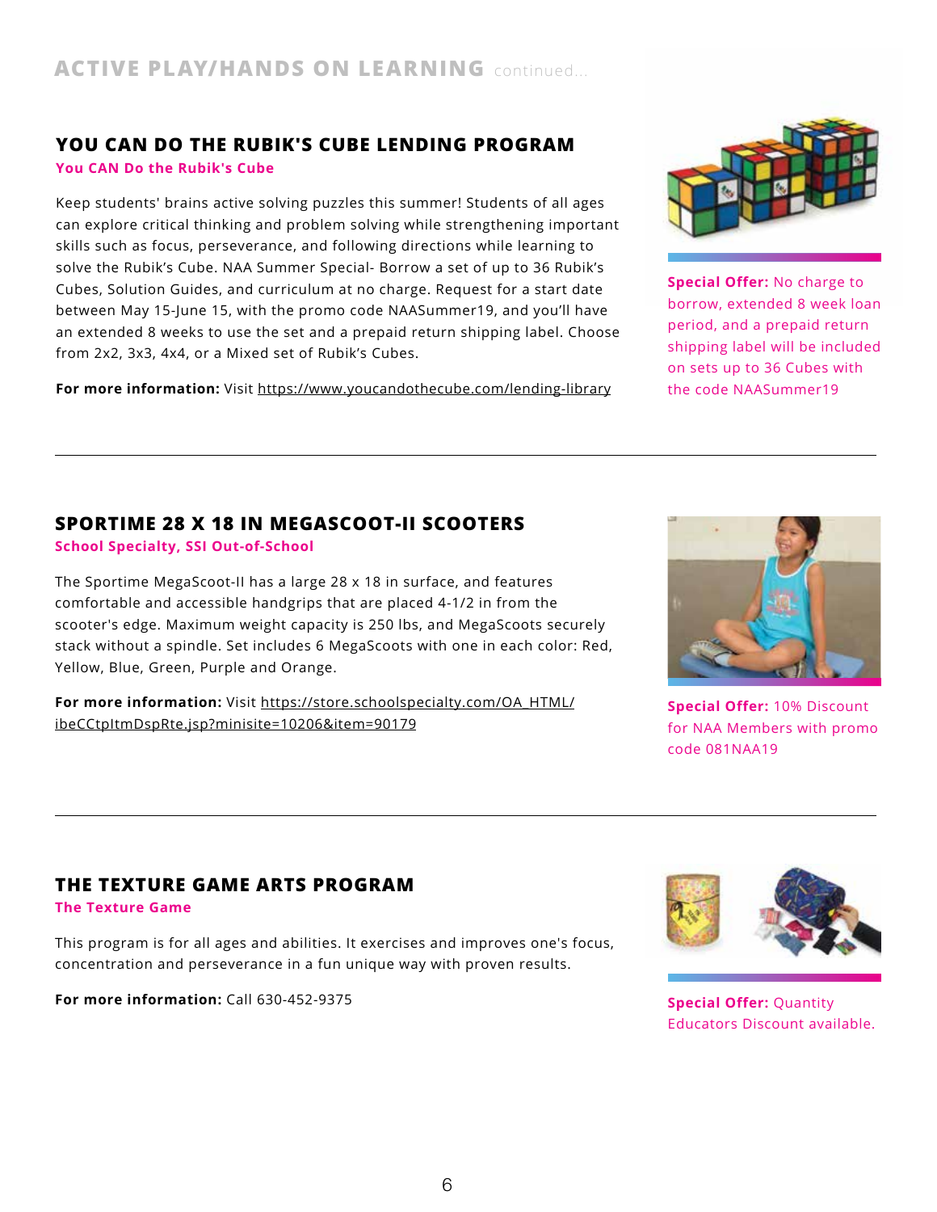## ACTIVE PLAY/HANDS ON LEARNING continued...

### YOU CAN DO THE RUBIK'S CUBE LENDING PROGRAM

**You CAN Do the Rubik's Cube**

Keep students' brains active solving puzzles this summer! Students of all ages can explore critical thinking and problem solving while strengthening important skills such as focus, perseverance, and following directions while learning to solve the Rubik's Cube. NAA Summer Special- Borrow a set of up to 36 Rubik's Cubes, Solution Guides, and curriculum at no charge. Request for a start date between May 15-June 15, with the promo code NAASummer19, and you'll have an extended 8 weeks to use the set and a prepaid return shipping label. Choose from 2x2, 3x3, 4x4, or a Mixed set of Rubik's Cubes.

**For more information:** Visit https://www.youcandothecube.com/lending-library

**Special Offer:** No charge to borrow, extended 8 week loan period, and a prepaid return shipping label will be included on sets up to 36 Cubes with the code NAASummer19

---

### SPORTIME 28 X 18 IN MEGASCOOT-II SCOOTERS

**School Specialty, SSI Out-of-School**

The Sportime MegaScoot-II has a large 28 x 18 in surface, and features comfortable and accessible handgrips that are placed 4-1/2 in from the scooter's edge. Maximum weight capacity is 250 lbs, and MegaScoots securely stack without a spindle. Set includes 6 MegaScoots with one in each color: Red, Yellow, Blue, Green, Purple and Orange.

**For more information:** Visit https://store.schoolspecialty.com/OA_HTML/ibeCCtpItmDspRte.jsp?minisite=10206&item=90179

**Special Offer:** 10% Discount for NAA Members with promo code 081NAA19

---

### THE TEXTURE GAME ARTS PROGRAM

**The Texture Game**

This program is for all ages and abilities. It exercises and improves one's focus, concentration and perseverance in a fun unique way with proven results.

**For more information:** Call 630-452-9375

**Special Offer:** Quantity Educators Discount available.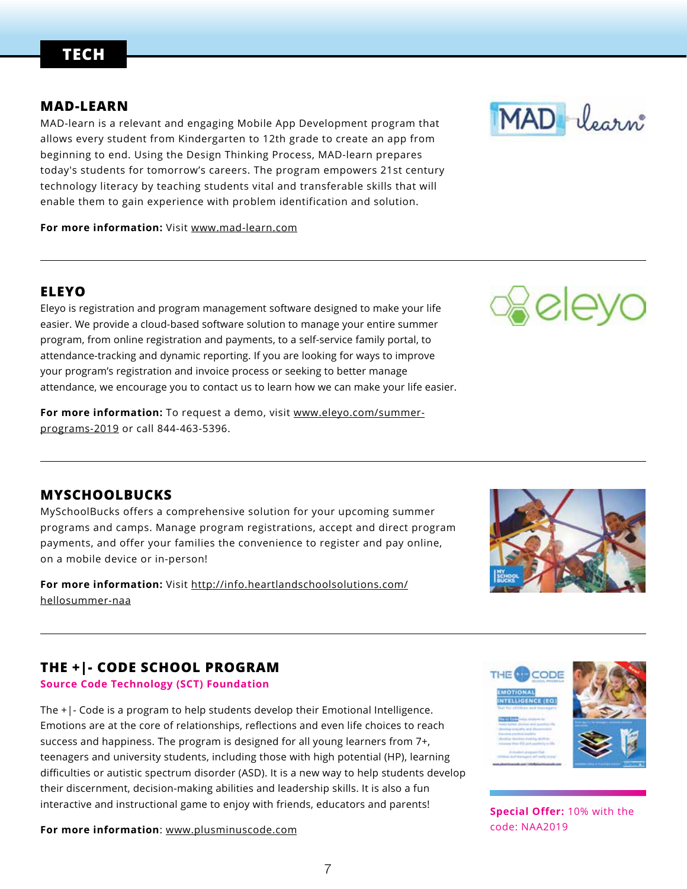# TECH

## MAD-LEARN

MAD-learn is a relevant and engaging Mobile App Development program that allows every student from Kindergarten to 12th grade to create an app from beginning to end. Using the Design Thinking Process, MAD-learn prepares today's students for tomorrow's careers. The program empowers 21st century technology literacy by teaching students vital and transferable skills that will enable them to gain experience with problem identification and solution.

**For more information:** Visit www.mad-learn.com

---

## ELEYO

Eleyo is registration and program management software designed to make your life easier. We provide a cloud-based software solution to manage your entire summer program, from online registration and payments, to a self-service family portal, to attendance-tracking and dynamic reporting. If you are looking for ways to improve your program's registration and invoice process or seeking to better manage attendance, we encourage you to contact us to learn how we can make your life easier.

**For more information:** To request a demo, visit www.eleyo.com/summer-programs-2019 or call 844-463-5396.

---

## MYSCHOOLBUCKS

MySchoolBucks offers a comprehensive solution for your upcoming summer programs and camps. Manage program registrations, accept and direct program payments, and offer your families the convenience to register and pay online, on a mobile device or in-person!

**For more information:** Visit http://info.heartlandschoolsolutions.com/hellosummer-naa

---

## THE +|- CODE SCHOOL PROGRAM

**Source Code Technology (SCT) Foundation**

The +|- Code is a program to help students develop their Emotional Intelligence. Emotions are at the core of relationships, reflections and even life choices to reach success and happiness. The program is designed for all young learners from 7+, teenagers and university students, including those with high potential (HP), learning difficulties or autistic spectrum disorder (ASD). It is a new way to help students develop their discernment, decision-making abilities and leadership skills. It is also a fun interactive and instructional game to enjoy with friends, educators and parents!

**For more information**: www.plusminuscode.com

**Special Offer:** 10% with the code: NAA2019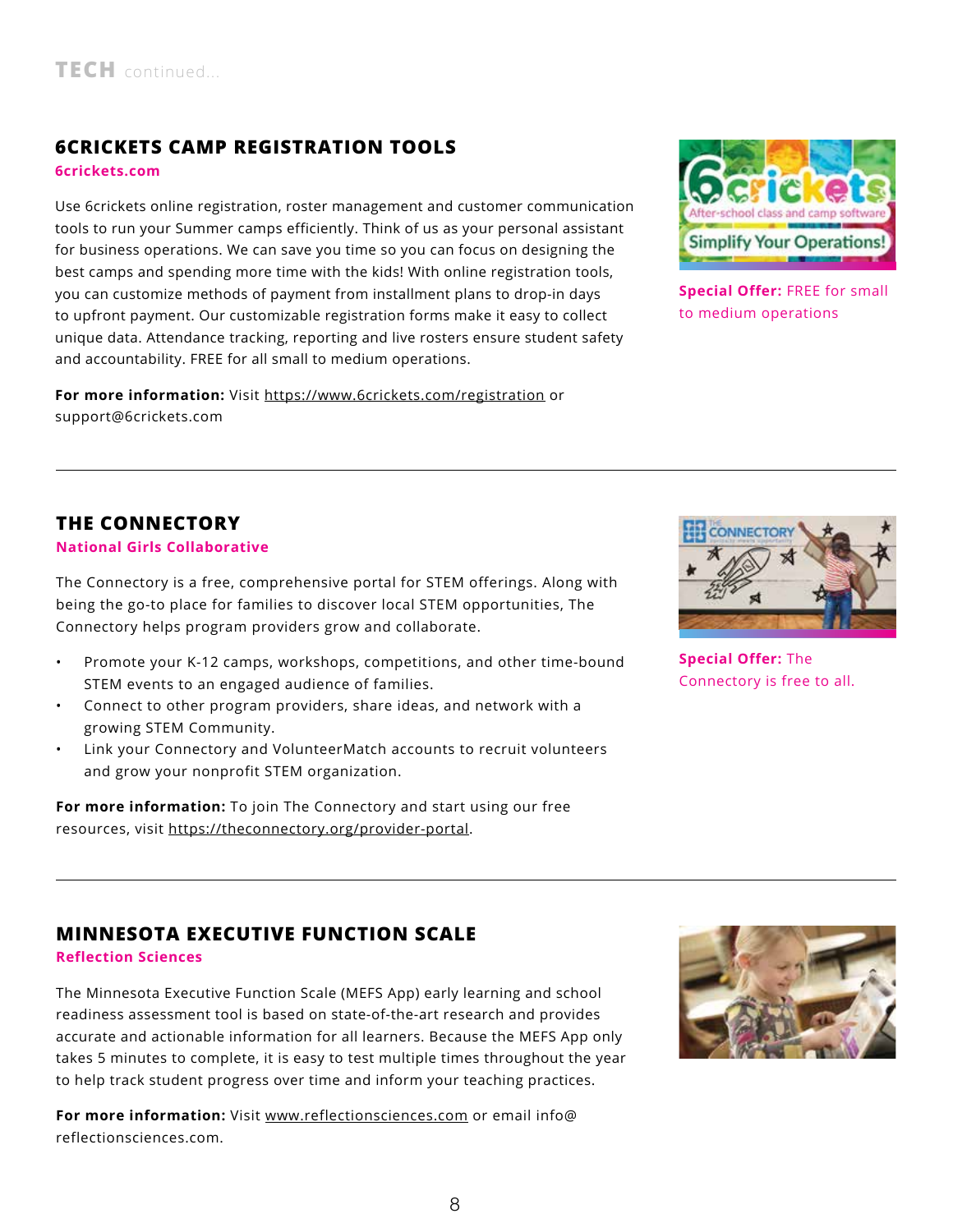## 6CRICKETS CAMP REGISTRATION TOOLS

**6crickets.com**

Use 6crickets online registration, roster management and customer communication tools to run your Summer camps efficiently. Think of us as your personal assistant for business operations. We can save you time so you can focus on designing the best camps and spending more time with the kids! With online registration tools, you can customize methods of payment from installment plans to drop-in days to upfront payment. Our customizable registration forms make it easy to collect unique data. Attendance tracking, reporting and live rosters ensure student safety and accountability. FREE for all small to medium operations.

**For more information:** Visit https://www.6crickets.com/registration or support@6crickets.com

**Special Offer:** FREE for small to medium operations

---

## THE CONNECTORY

**National Girls Collaborative**

The Connectory is a free, comprehensive portal for STEM offerings. Along with being the go-to place for families to discover local STEM opportunities, The Connectory helps program providers grow and collaborate.

- Promote your K-12 camps, workshops, competitions, and other time-bound STEM events to an engaged audience of families.
- Connect to other program providers, share ideas, and network with a growing STEM Community.
- Link your Connectory and VolunteerMatch accounts to recruit volunteers and grow your nonprofit STEM organization.

**For more information:** To join The Connectory and start using our free resources, visit https://theconnectory.org/provider-portal.

**Special Offer:** The Connectory is free to all.

---

## MINNESOTA EXECUTIVE FUNCTION SCALE

**Reflection Sciences**

The Minnesota Executive Function Scale (MEFS App) early learning and school readiness assessment tool is based on state-of-the-art research and provides accurate and actionable information for all learners. Because the MEFS App only takes 5 minutes to complete, it is easy to test multiple times throughout the year to help track student progress over time and inform your teaching practices.

**For more information:** Visit www.reflectionsciences.com or email info@reflectionsciences.com.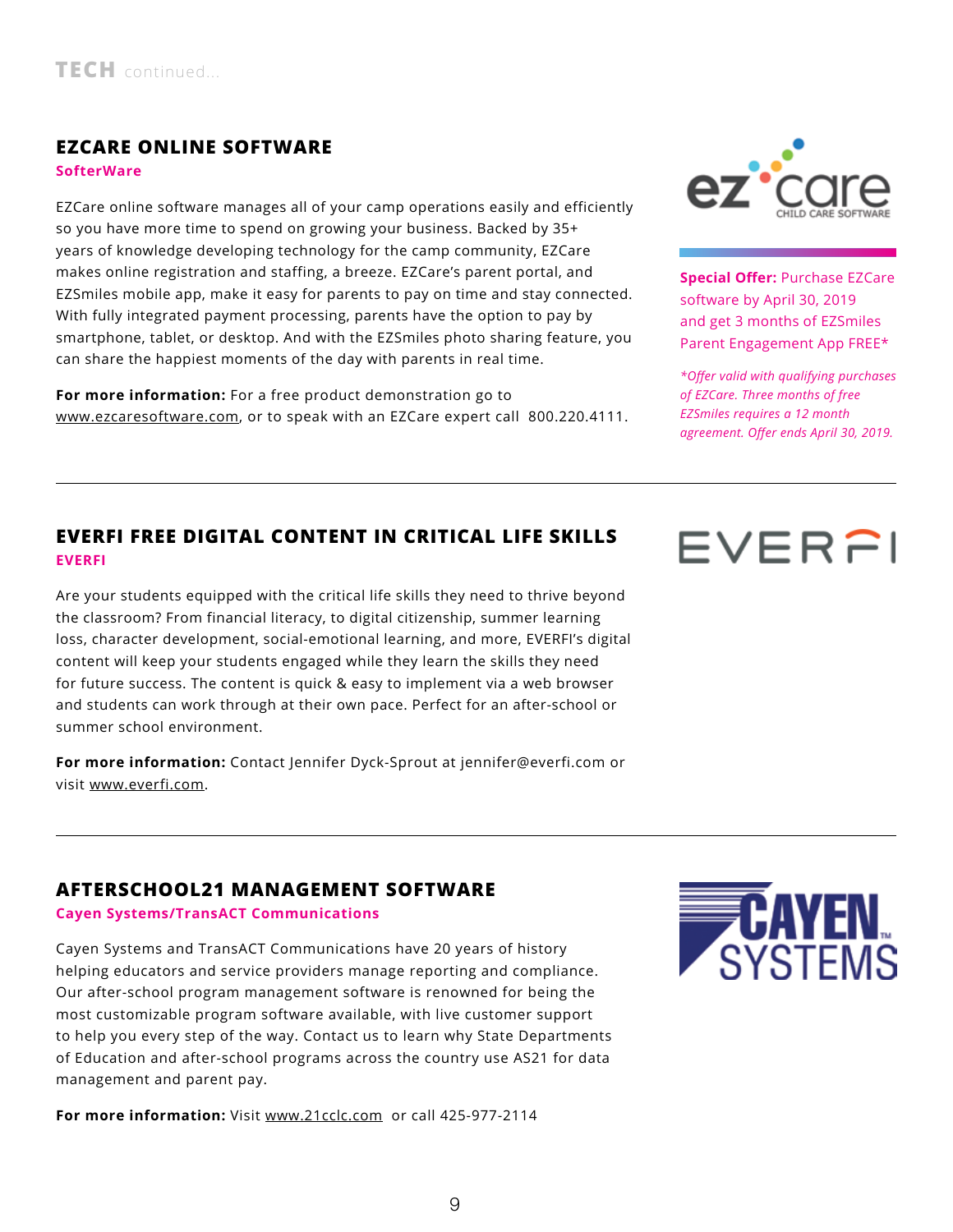TECH continued...

## EZCARE ONLINE SOFTWARE

**SofterWare**

EZCare online software manages all of your camp operations easily and efficiently so you have more time to spend on growing your business. Backed by 35+ years of knowledge developing technology for the camp community, EZCare makes online registration and staffing, a breeze. EZCare's parent portal, and EZSmiles mobile app, make it easy for parents to pay on time and stay connected. With fully integrated payment processing, parents have the option to pay by smartphone, tablet, or desktop. And with the EZSmiles photo sharing feature, you can share the happiest moments of the day with parents in real time.

**For more information:** For a free product demonstration go to www.ezcaresoftware.com, or to speak with an EZCare expert call 800.220.4111.

**Special Offer:** Purchase EZCare software by April 30, 2019 and get 3 months of EZSmiles Parent Engagement App FREE*

*\*Offer valid with qualifying purchases of EZCare. Three months of free EZSmiles requires a 12 month agreement. Offer ends April 30, 2019.*

---

## EVERFI FREE DIGITAL CONTENT IN CRITICAL LIFE SKILLS

**EVERFI**

Are your students equipped with the critical life skills they need to thrive beyond the classroom? From financial literacy, to digital citizenship, summer learning loss, character development, social-emotional learning, and more, EVERFI's digital content will keep your students engaged while they learn the skills they need for future success. The content is quick & easy to implement via a web browser and students can work through at their own pace. Perfect for an after-school or summer school environment.

**For more information:** Contact Jennifer Dyck-Sprout at jennifer@everfi.com or visit www.everfi.com.

---

## AFTERSCHOOL21 MANAGEMENT SOFTWARE

**Cayen Systems/TransACT Communications**

Cayen Systems and TransACT Communications have 20 years of history helping educators and service providers manage reporting and compliance. Our after-school program management software is renowned for being the most customizable program software available, with live customer support to help you every step of the way. Contact us to learn why State Departments of Education and after-school programs across the country use AS21 for data management and parent pay.

**For more information:** Visit www.21cclc.com or call 425-977-2114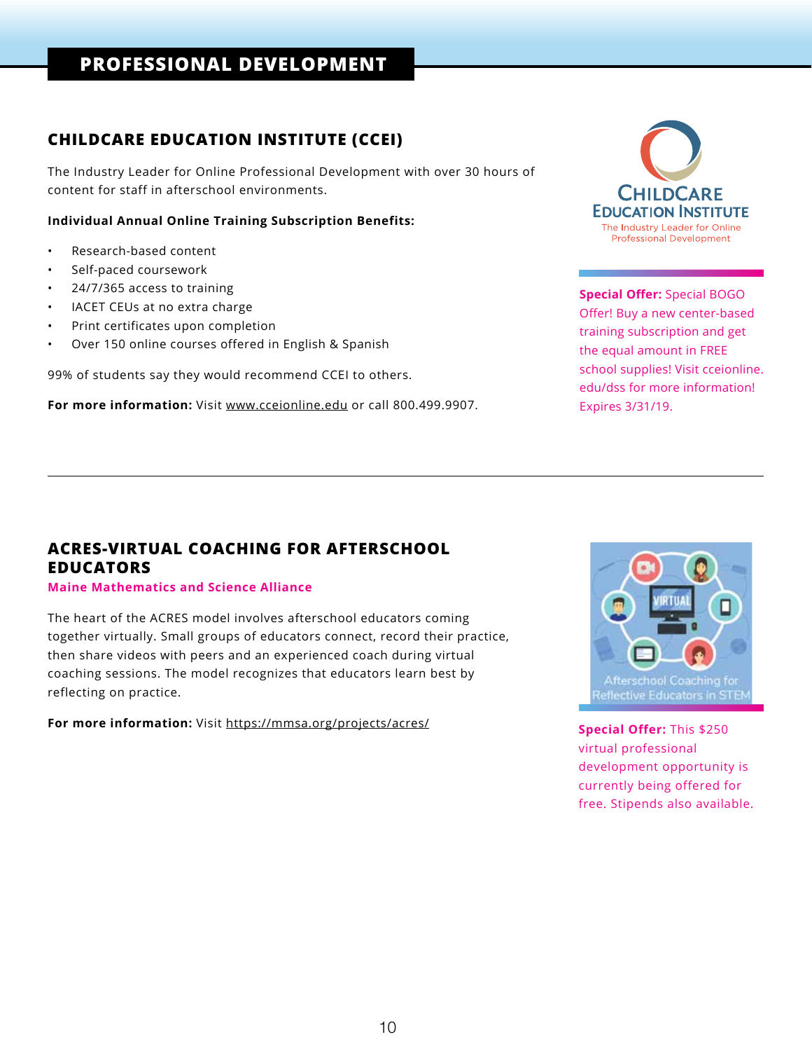# PROFESSIONAL DEVELOPMENT

## CHILDCARE EDUCATION INSTITUTE (CCEI)

The Industry Leader for Online Professional Development with over 30 hours of content for staff in afterschool environments.

**Individual Annual Online Training Subscription Benefits:**

- Research-based content
- Self-paced coursework
- 24/7/365 access to training
- IACET CEUs at no extra charge
- Print certificates upon completion
- Over 150 online courses offered in English & Spanish

99% of students say they would recommend CCEI to others.

**For more information:** Visit www.cceionline.edu or call 800.499.9907.

**Special Offer:** Special BOGO Offer! Buy a new center-based training subscription and get the equal amount in FREE school supplies! Visit cceionline.edu/dss for more information! Expires 3/31/19.

---

## ACRES-VIRTUAL COACHING FOR AFTERSCHOOL EDUCATORS

**Maine Mathematics and Science Alliance**

The heart of the ACRES model involves afterschool educators coming together virtually. Small groups of educators connect, record their practice, then share videos with peers and an experienced coach during virtual coaching sessions. The model recognizes that educators learn best by reflecting on practice.

**For more information:** Visit https://mmsa.org/projects/acres/

**Special Offer:** This $250 virtual professional development opportunity is currently being offered for free. Stipends also available.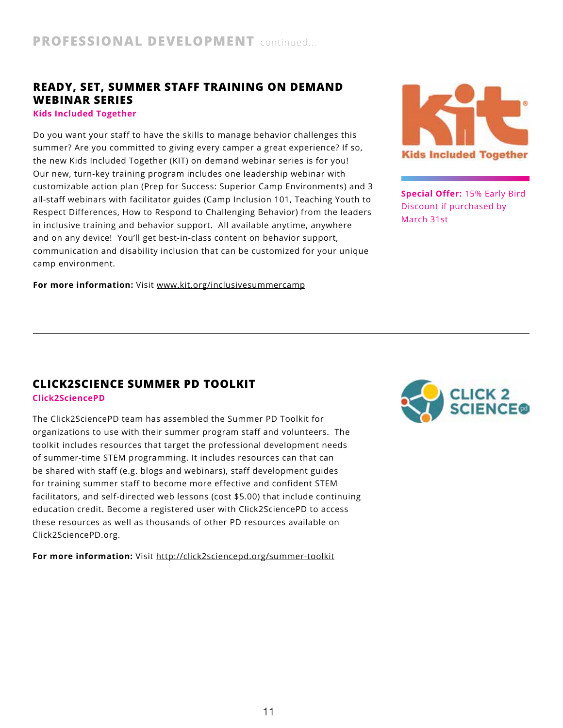## PROFESSIONAL DEVELOPMENT continued...

### READY, SET, SUMMER STAFF TRAINING ON DEMAND WEBINAR SERIES

**Kids Included Together**

Do you want your staff to have the skills to manage behavior challenges this summer? Are you committed to giving every camper a great experience? If so, the new Kids Included Together (KIT) on demand webinar series is for you! Our new, turn-key training program includes one leadership webinar with customizable action plan (Prep for Success: Superior Camp Environments) and 3 all-staff webinars with facilitator guides (Camp Inclusion 101, Teaching Youth to Respect Differences, How to Respond to Challenging Behavior) from the leaders in inclusive training and behavior support. All available anytime, anywhere and on any device! You'll get best-in-class content on behavior support, communication and disability inclusion that can be customized for your unique camp environment.

**For more information:** Visit www.kit.org/inclusivesummercamp

**Special Offer:** 15% Early Bird Discount if purchased by March 31st

---

### CLICK2SCIENCE SUMMER PD TOOLKIT

**Click2SciencePD**

The Click2SciencePD team has assembled the Summer PD Toolkit for organizations to use with their summer program staff and volunteers. The toolkit includes resources that target the professional development needs of summer-time STEM programming. It includes resources can that can be shared with staff (e.g. blogs and webinars), staff development guides for training summer staff to become more effective and confident STEM facilitators, and self-directed web lessons (cost $5.00) that include continuing education credit. Become a registered user with Click2SciencePD to access these resources as well as thousands of other PD resources available on Click2SciencePD.org.

**For more information:** Visit http://click2sciencepd.org/summer-toolkit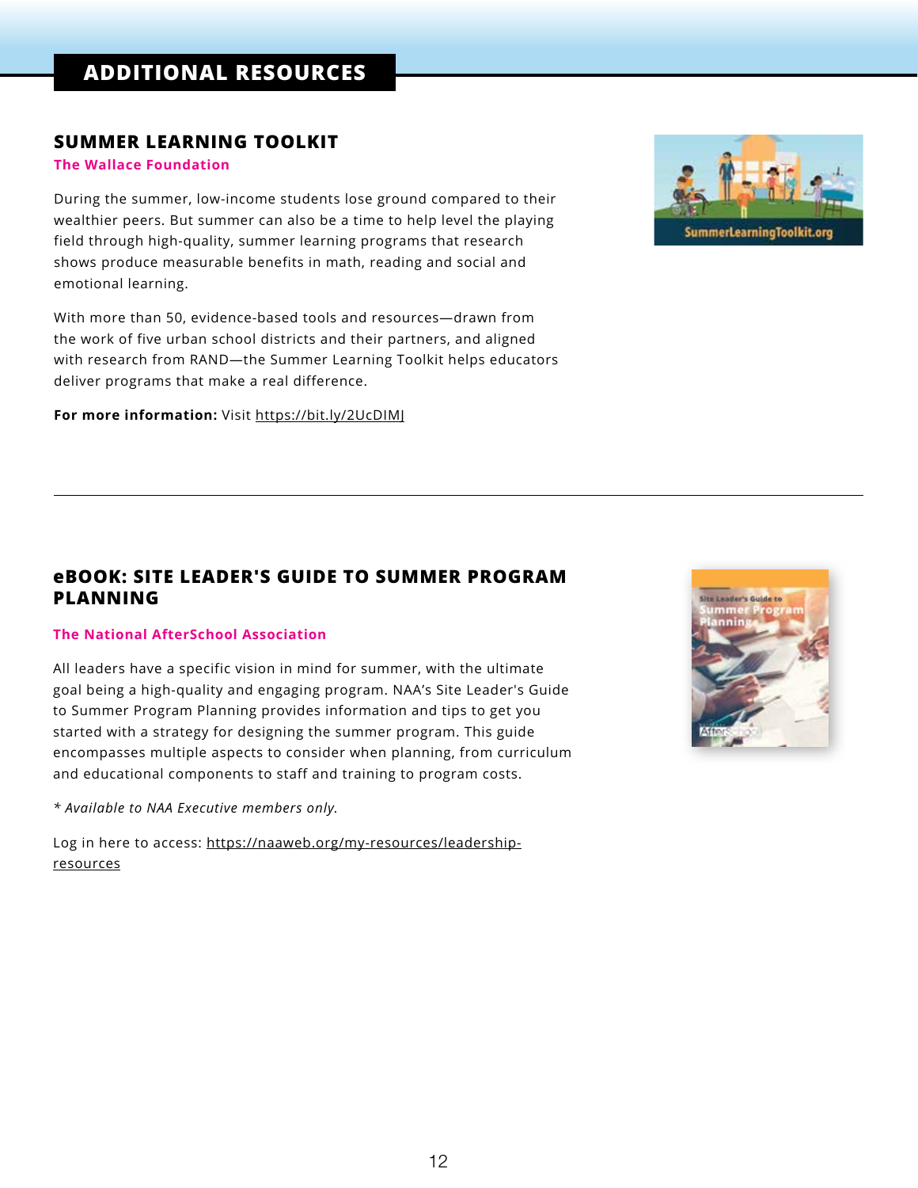# ADDITIONAL RESOURCES

## SUMMER LEARNING TOOLKIT

**The Wallace Foundation**

During the summer, low-income students lose ground compared to their wealthier peers. But summer can also be a time to help level the playing field through high-quality, summer learning programs that research shows produce measurable benefits in math, reading and social and emotional learning.

With more than 50, evidence-based tools and resources—drawn from the work of five urban school districts and their partners, and aligned with research from RAND—the Summer Learning Toolkit helps educators deliver programs that make a real difference.

**For more information:** Visit https://bit.ly/2UcDIMJ

---

## eBOOK: SITE LEADER'S GUIDE TO SUMMER PROGRAM PLANNING

**The National AfterSchool Association**

All leaders have a specific vision in mind for summer, with the ultimate goal being a high-quality and engaging program. NAA's Site Leader's Guide to Summer Program Planning provides information and tips to get you started with a strategy for designing the summer program. This guide encompasses multiple aspects to consider when planning, from curriculum and educational components to staff and training to program costs.

*\* Available to NAA Executive members only.*

Log in here to access: https://naaweb.org/my-resources/leadership-resources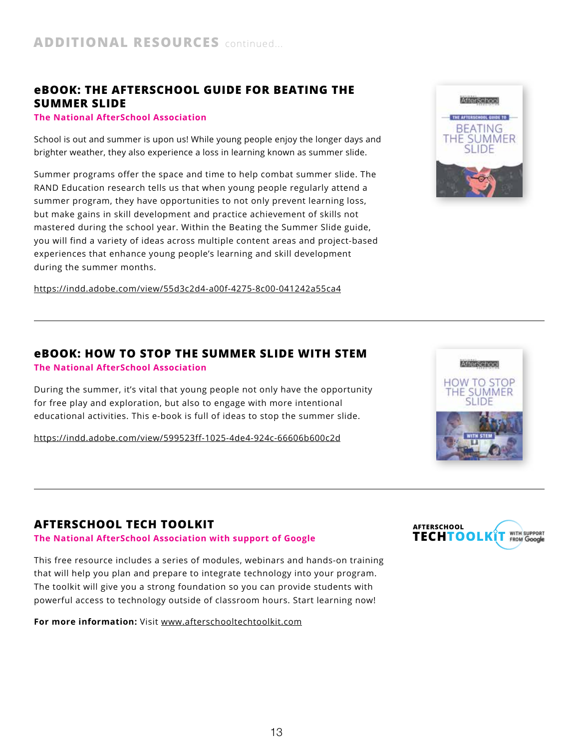## ADDITIONAL RESOURCES continued...

### eBOOK: THE AFTERSCHOOL GUIDE FOR BEATING THE SUMMER SLIDE

**The National AfterSchool Association**

School is out and summer is upon us! While young people enjoy the longer days and brighter weather, they also experience a loss in learning known as summer slide.

Summer programs offer the space and time to help combat summer slide. The RAND Education research tells us that when young people regularly attend a summer program, they have opportunities to not only prevent learning loss, but make gains in skill development and practice achievement of skills not mastered during the school year. Within the Beating the Summer Slide guide, you will find a variety of ideas across multiple content areas and project-based experiences that enhance young people's learning and skill development during the summer months.

https://indd.adobe.com/view/55d3c2d4-a00f-4275-8c00-041242a55ca4

---

### eBOOK: HOW TO STOP THE SUMMER SLIDE WITH STEM

**The National AfterSchool Association**

During the summer, it's vital that young people not only have the opportunity for free play and exploration, but also to engage with more intentional educational activities. This e-book is full of ideas to stop the summer slide.

https://indd.adobe.com/view/599523ff-1025-4de4-924c-66606b600c2d

---

### AFTERSCHOOL TECH TOOLKIT

**The National AfterSchool Association with support of Google**

This free resource includes a series of modules, webinars and hands-on training that will help you plan and prepare to integrate technology into your program. The toolkit will give you a strong foundation so you can provide students with powerful access to technology outside of classroom hours. Start learning now!

**For more information:** Visit www.afterschooltechtoolkit.com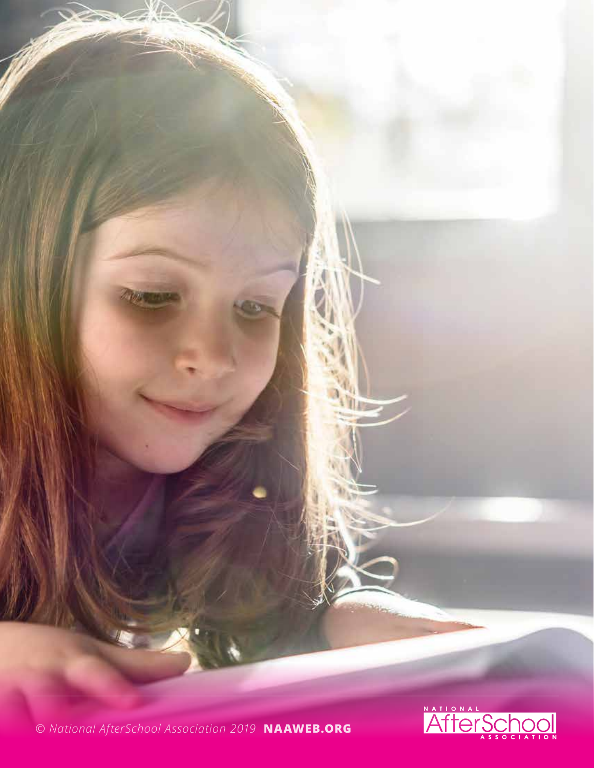*© National AfterSchool Association 2019* **NAAWEB.ORG**

NATIONAL AfterSchool ASSOCIATION